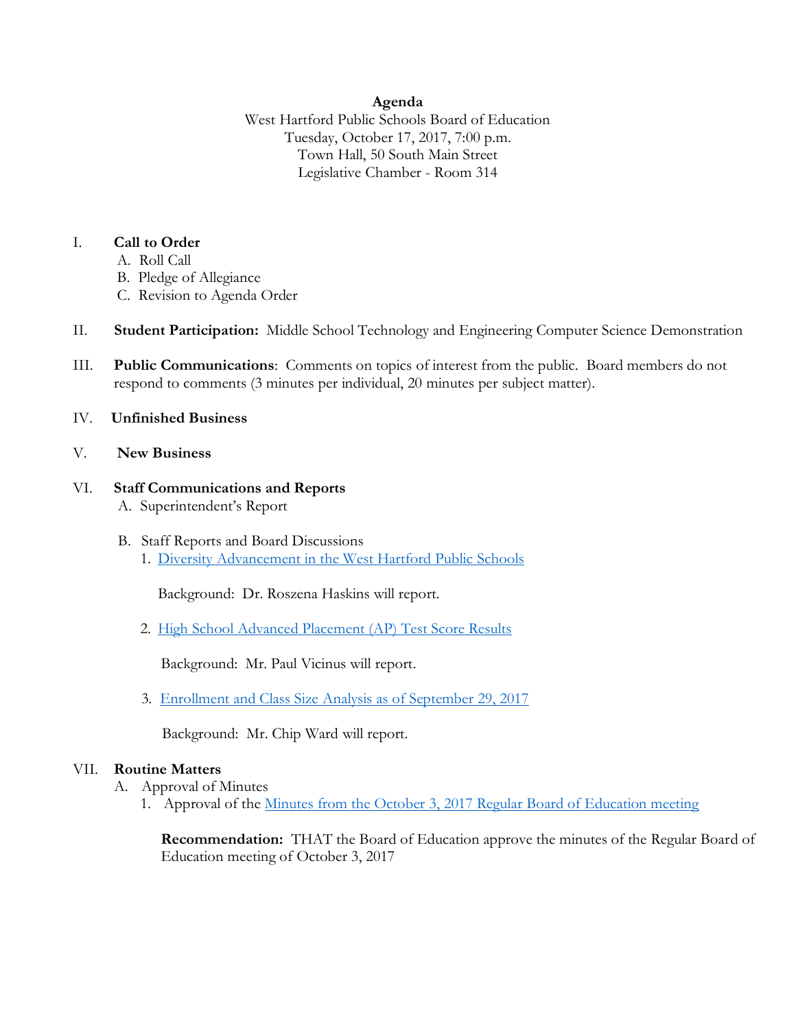**Agenda**

West Hartford Public Schools Board of Education
Tuesday, October 17, 2017, 7:00 p.m.
Town Hall, 50 South Main Street
Legislative Chamber - Room 314

I. **Call to Order**
   A. Roll Call
   B. Pledge of Allegiance
   C. Revision to Agenda Order

II. **Student Participation:** Middle School Technology and Engineering Computer Science Demonstration

III. **Public Communications**: Comments on topics of interest from the public. Board members do not respond to comments (3 minutes per individual, 20 minutes per subject matter).

IV. **Unfinished Business**

V. **New Business**

VI. **Staff Communications and Reports**
   A. Superintendent's Report

   B. Staff Reports and Board Discussions
      1. Diversity Advancement in the West Hartford Public Schools

         Background: Dr. Roszena Haskins will report.

      2. High School Advanced Placement (AP) Test Score Results

         Background: Mr. Paul Vicinus will report.

      3. Enrollment and Class Size Analysis as of September 29, 2017

         Background: Mr. Chip Ward will report.

VII. **Routine Matters**
   A. Approval of Minutes
      1. Approval of the Minutes from the October 3, 2017 Regular Board of Education meeting

         **Recommendation:** THAT the Board of Education approve the minutes of the Regular Board of Education meeting of October 3, 2017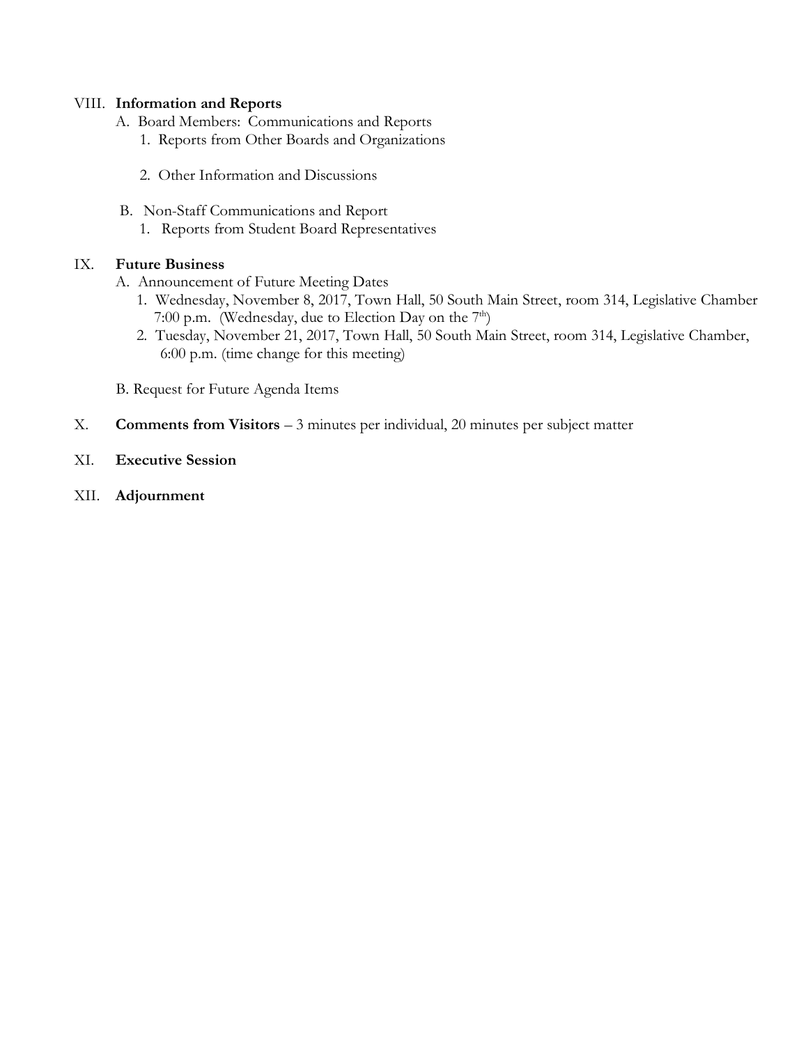VIII. **Information and Reports**

A. Board Members: Communications and Reports

1. Reports from Other Boards and Organizations

2. Other Information and Discussions

B. Non-Staff Communications and Report

1. Reports from Student Board Representatives

IX. **Future Business**

A. Announcement of Future Meeting Dates

1. Wednesday, November 8, 2017, Town Hall, 50 South Main Street, room 314, Legislative Chamber 7:00 p.m. (Wednesday, due to Election Day on the 7th)
2. Tuesday, November 21, 2017, Town Hall, 50 South Main Street, room 314, Legislative Chamber, 6:00 p.m. (time change for this meeting)

B. Request for Future Agenda Items

X. **Comments from Visitors** – 3 minutes per individual, 20 minutes per subject matter

XI. **Executive Session**

XII. **Adjournment**